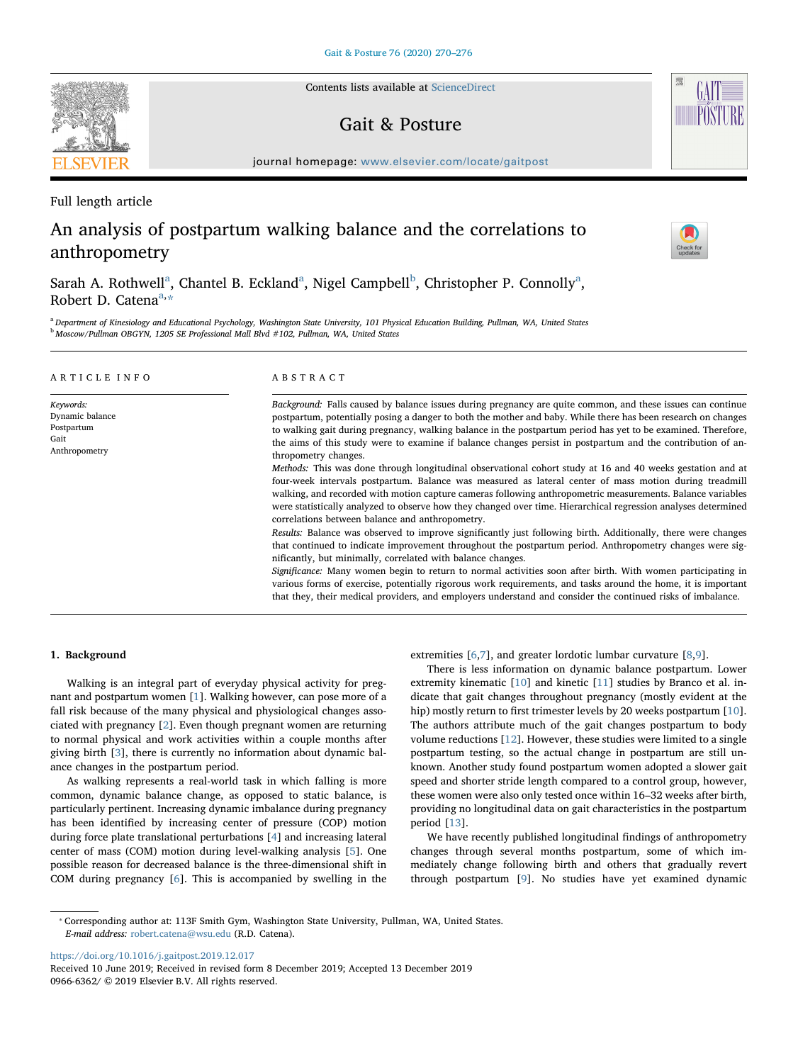Full length article

# An analysis of postpartum walking balance and the correlations to anthropometry

Sarah A. Rothwell[a], Chantel B. Eckland[a], Nigel Campbell[b], Christopher P. Connolly[a], Robert D. Catena[a,*]

[a] Department of Kinesiology and Educational Psychology, Washington State University, 101 Physical Education Building, Pullman, WA, United States
[b] Moscow/Pullman OBGYN, 1205 SE Professional Mall Blvd #102, Pullman, WA, United States

## ARTICLE INFO

*Keywords:*
Dynamic balance
Postpartum
Gait
Anthropometry

## ABSTRACT

*Background:* Falls caused by balance issues during pregnancy are quite common, and these issues can continue postpartum, potentially posing a danger to both the mother and baby. While there has been research on changes to walking gait during pregnancy, walking balance in the postpartum period has yet to be examined. Therefore, the aims of this study were to examine if balance changes persist in postpartum and the contribution of anthropometry changes.

*Methods:* This was done through longitudinal observational cohort study at 16 and 40 weeks gestation and at four-week intervals postpartum. Balance was measured as lateral center of mass motion during treadmill walking, and recorded with motion capture cameras following anthropometric measurements. Balance variables were statistically analyzed to observe how they changed over time. Hierarchical regression analyses determined correlations between balance and anthropometry.

*Results:* Balance was observed to improve significantly just following birth. Additionally, there were changes that continued to indicate improvement throughout the postpartum period. Anthropometry changes were significantly, but minimally, correlated with balance changes.

*Significance:* Many women begin to return to normal activities soon after birth. With women participating in various forms of exercise, potentially rigorous work requirements, and tasks around the home, it is important that they, their medical providers, and employers understand and consider the continued risks of imbalance.

## 1. Background

Walking is an integral part of everyday physical activity for pregnant and postpartum women [1]. Walking however, can pose more of a fall risk because of the many physical and physiological changes associated with pregnancy [2]. Even though pregnant women are returning to normal physical and work activities within a couple months after giving birth [3], there is currently no information about dynamic balance changes in the postpartum period.

As walking represents a real-world task in which falling is more common, dynamic balance change, as opposed to static balance, is particularly pertinent. Increasing dynamic imbalance during pregnancy has been identified by increasing center of pressure (COP) motion during force plate translational perturbations [4] and increasing lateral center of mass (COM) motion during level-walking analysis [5]. One possible reason for decreased balance is the three-dimensional shift in COM during pregnancy [6]. This is accompanied by swelling in the extremities [6,7], and greater lordotic lumbar curvature [8,9].

There is less information on dynamic balance postpartum. Lower extremity kinematic [10] and kinetic [11] studies by Branco et al. indicate that gait changes throughout pregnancy (mostly evident at the hip) mostly return to first trimester levels by 20 weeks postpartum [10]. The authors attribute much of the gait changes postpartum to body volume reductions [12]. However, these studies were limited to a single postpartum testing, so the actual change in postpartum are still unknown. Another study found postpartum women adopted a slower gait speed and shorter stride length compared to a control group, however, these women were also only tested once within 16–32 weeks after birth, providing no longitudinal data on gait characteristics in the postpartum period [13].

We have recently published longitudinal findings of anthropometry changes through several months postpartum, some of which immediately change following birth and others that gradually revert through postpartum [9]. No studies have yet examined dynamic

* Corresponding author at: 113F Smith Gym, Washington State University, Pullman, WA, United States.
*E-mail address:* robert.catena@wsu.edu (R.D. Catena).

https://doi.org/10.1016/j.gaitpost.2019.12.017
Received 10 June 2019; Received in revised form 8 December 2019; Accepted 13 December 2019
0966-6362/ © 2019 Elsevier B.V. All rights reserved.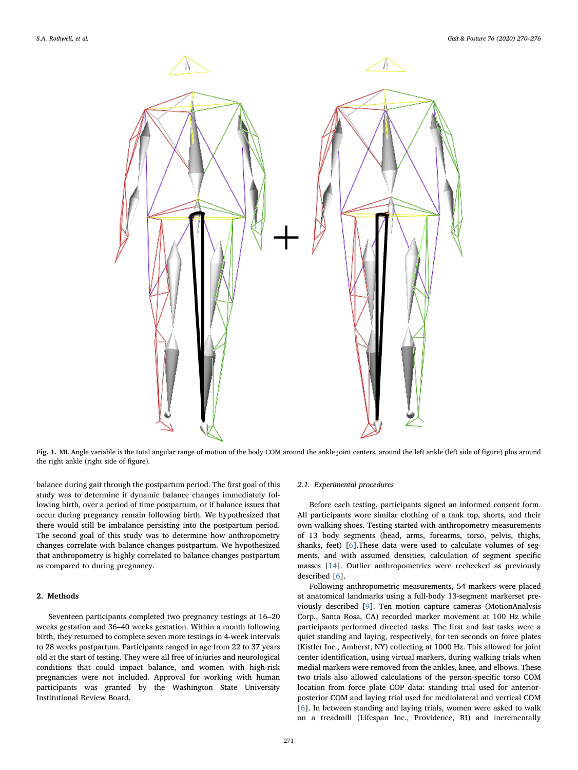Fig. 1. ML Angle variable is the total angular range of motion of the body COM around the ankle joint centers, around the left ankle (left side of figure) plus around the right ankle (right side of figure).

balance during gait through the postpartum period. The first goal of this study was to determine if dynamic balance changes immediately following birth, over a period of time postpartum, or if balance issues that occur during pregnancy remain following birth. We hypothesized that there would still be imbalance persisting into the postpartum period. The second goal of this study was to determine how anthropometry changes correlate with balance changes postpartum. We hypothesized that anthropometry is highly correlated to balance changes postpartum as compared to during pregnancy.

## 2. Methods

Seventeen participants completed two pregnancy testings at 16–20 weeks gestation and 36–40 weeks gestation. Within a month following birth, they returned to complete seven more testings in 4-week intervals to 28 weeks postpartum. Participants ranged in age from 22 to 37 years old at the start of testing. They were all free of injuries and neurological conditions that could impact balance, and women with high-risk pregnancies were not included. Approval for working with human participants was granted by the Washington State University Institutional Review Board.

### 2.1. Experimental procedures

Before each testing, participants signed an informed consent form. All participants wore similar clothing of a tank top, shorts, and their own walking shoes. Testing started with anthropometry measurements of 13 body segments (head, arms, forearms, torso, pelvis, thighs, shanks, feet) [6].These data were used to calculate volumes of segments, and with assumed densities, calculation of segment specific masses [14]. Outlier anthropometrics were rechecked as previously described [6].

Following anthropometric measurements, 54 markers were placed at anatomical landmarks using a full-body 13-segment markerset previously described [9]. Ten motion capture cameras (MotionAnalysis Corp., Santa Rosa, CA) recorded marker movement at 100 Hz while participants performed directed tasks. The first and last tasks were a quiet standing and laying, respectively, for ten seconds on force plates (Kistler Inc., Amherst, NY) collecting at 1000 Hz. This allowed for joint center identification, using virtual markers, during walking trials when medial markers were removed from the ankles, knee, and elbows. These two trials also allowed calculations of the person-specific torso COM location from force plate COP data: standing trial used for anterior-posterior COM and laying trial used for mediolateral and vertical COM [6]. In between standing and laying trials, women were asked to walk on a treadmill (Lifespan Inc., Providence, RI) and incrementally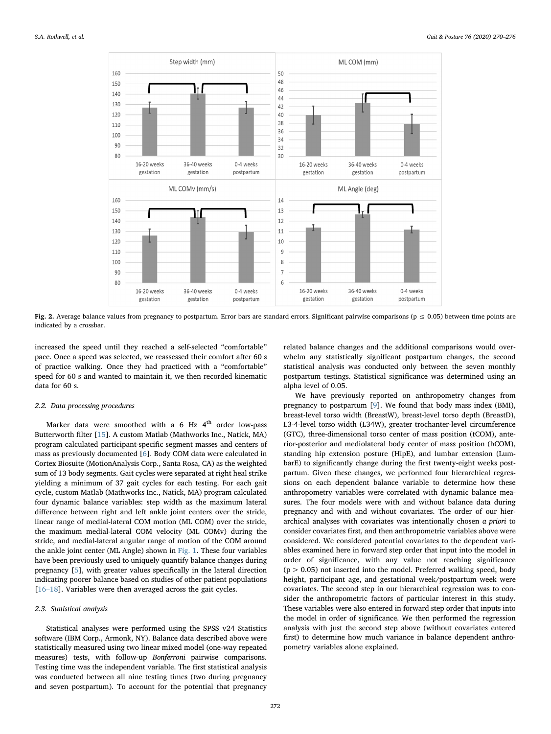Fig. 2. Average balance values from pregnancy to postpartum. Error bars are standard errors. Significant pairwise comparisons ($p \leq 0.05$) between time points are indicated by a crossbar.

increased the speed until they reached a self-selected “comfortable” pace. Once a speed was selected, we reassessed their comfort after 60 s of practice walking. Once they had practiced with a “comfortable” speed for 60 s and wanted to maintain it, we then recorded kinematic data for 60 s.

### 2.2. Data processing procedures

Marker data were smoothed with a 6 Hz 4[th] order low-pass Butterworth filter [15]. A custom Matlab (Mathworks Inc., Natick, MA) program calculated participant-specific segment masses and centers of mass as previously documented [6]. Body COM data were calculated in Cortex Biosuite (MotionAnalysis Corp., Santa Rosa, CA) as the weighted sum of 13 body segments. Gait cycles were separated at right heal strike yielding a minimum of 37 gait cycles for each testing. For each gait cycle, custom Matlab (Mathworks Inc., Natick, MA) program calculated four dynamic balance variables: step width as the maximum lateral difference between right and left ankle joint centers over the stride, linear range of medial-lateral COM motion (ML COM) over the stride, the maximum medial-lateral COM velocity (ML COMv) during the stride, and medial-lateral angular range of motion of the COM around the ankle joint center (ML Angle) shown in Fig. 1. These four variables have been previously used to uniquely quantify balance changes during pregnancy [5], with greater values specifically in the lateral direction indicating poorer balance based on studies of other patient populations [16–18]. Variables were then averaged across the gait cycles.

### 2.3. Statistical analysis

Statistical analyses were performed using the SPSS v24 Statistics software (IBM Corp., Armonk, NY). Balance data described above were statistically measured using two linear mixed model (one-way repeated measures) tests, with follow-up *Bonferroni* pairwise comparisons. Testing time was the independent variable. The first statistical analysis was conducted between all nine testing times (two during pregnancy and seven postpartum). To account for the potential that pregnancy related balance changes and the additional comparisons would overwhelm any statistically significant postpartum changes, the second statistical analysis was conducted only between the seven monthly postpartum testings. Statistical significance was determined using an alpha level of 0.05.

We have previously reported on anthropometry changes from pregnancy to postpartum [9]. We found that body mass index (BMI), breast-level torso width (BreastW), breast-level torso depth (BreastD), L3-4-level torso width (L34W), greater trochanter-level circumference (GTC), three-dimensional torso center of mass position (tCOM), anterior-posterior and mediolateral body center of mass position (bCOM), standing hip extension posture (HipE), and lumbar extension (LumbarE) to significantly change during the first twenty-eight weeks postpartum. Given these changes, we performed four hierarchical regressions on each dependent balance variable to determine how these anthropometry variables were correlated with dynamic balance measures. The four models were with and without balance data during pregnancy and with and without covariates. The order of our hierarchical analyses with covariates was intentionally chosen *a priori* to consider covariates first, and then anthropometric variables above were considered. We considered potential covariates to the dependent variables examined here in forward step order that input into the model in order of significance, with any value not reaching significance ($p > 0.05$) not inserted into the model. Preferred walking speed, body height, participant age, and gestational week/postpartum week were covariates. The second step in our hierarchical regression was to consider the anthropometric factors of particular interest in this study. These variables were also entered in forward step order that inputs into the model in order of significance. We then performed the regression analysis with just the second step above (without covariates entered first) to determine how much variance in balance dependent anthropometry variables alone explained.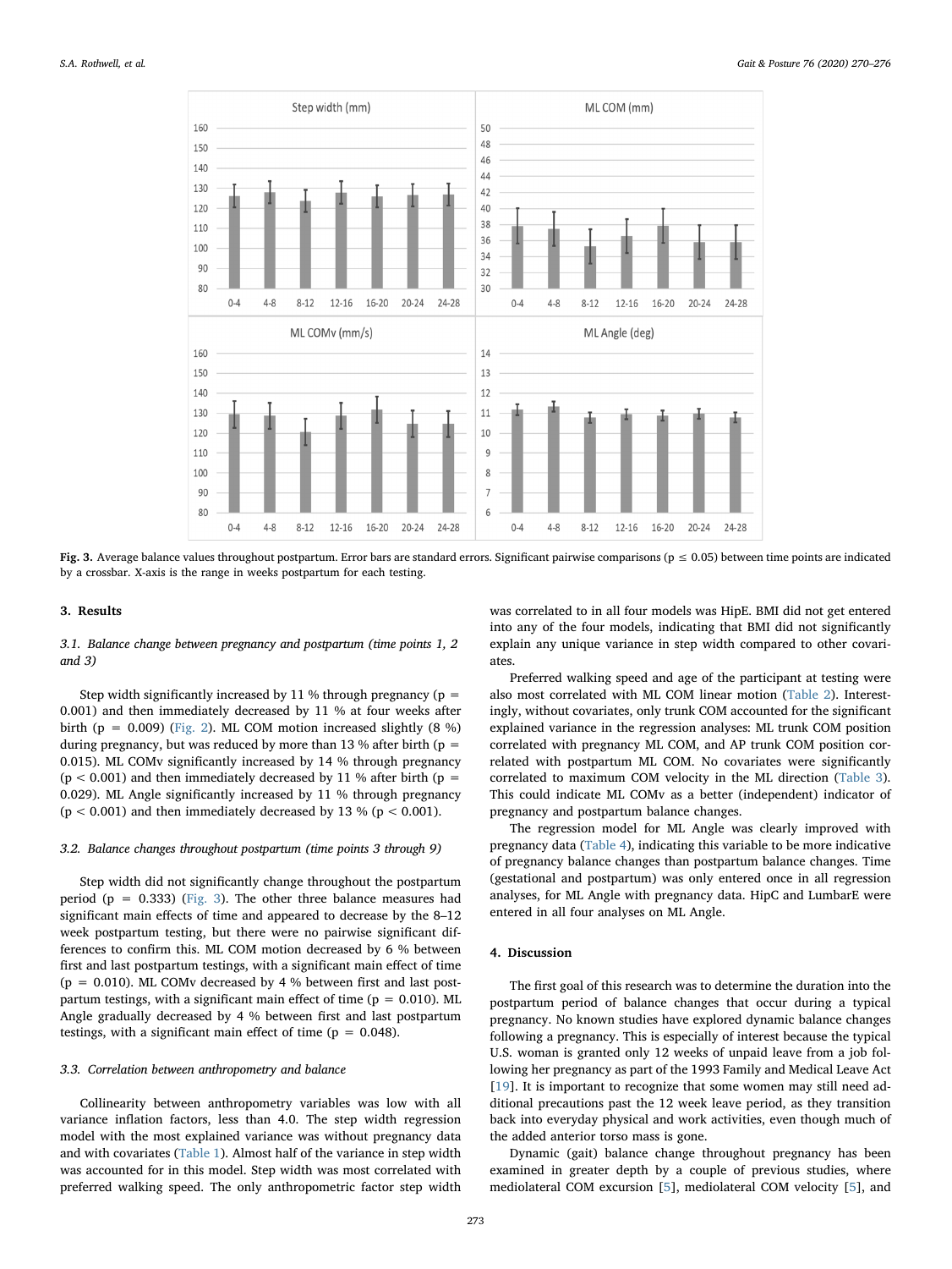Fig. 3. Average balance values throughout postpartum. Error bars are standard errors. Significant pairwise comparisons ($p \leq 0.05$) between time points are indicated by a crossbar. X-axis is the range in weeks postpartum for each testing.

## 3. Results

### 3.1. Balance change between pregnancy and postpartum (time points 1, 2 and 3)

Step width significantly increased by 11 % through pregnancy ($p = 0.001$) and then immediately decreased by 11 % at four weeks after birth ($p = 0.009$) (Fig. 2). ML COM motion increased slightly (8 %) during pregnancy, but was reduced by more than 13 % after birth ($p = 0.015$). ML COMv significantly increased by 14 % through pregnancy ($p < 0.001$) and then immediately decreased by 11 % after birth ($p = 0.029$). ML Angle significantly increased by 11 % through pregnancy ($p < 0.001$) and then immediately decreased by 13 % ($p < 0.001$).

### 3.2. Balance changes throughout postpartum (time points 3 through 9)

Step width did not significantly change throughout the postpartum period ($p = 0.333$) (Fig. 3). The other three balance measures had significant main effects of time and appeared to decrease by the 8–12 week postpartum testing, but there were no pairwise significant differences to confirm this. ML COM motion decreased by 6 % between first and last postpartum testings, with a significant main effect of time ($p = 0.010$). ML COMv decreased by 4 % between first and last postpartum testings, with a significant main effect of time ($p = 0.010$). ML Angle gradually decreased by 4 % between first and last postpartum testings, with a significant main effect of time ($p = 0.048$).

### 3.3. Correlation between anthropometry and balance

Collinearity between anthropometry variables was low with all variance inflation factors, less than 4.0. The step width regression model with the most explained variance was without pregnancy data and with covariates (Table 1). Almost half of the variance in step width was accounted for in this model. Step width was most correlated with preferred walking speed. The only anthropometric factor step width was correlated to in all four models was HipE. BMI did not get entered into any of the four models, indicating that BMI did not significantly explain any unique variance in step width compared to other covariates.

Preferred walking speed and age of the participant at testing were also most correlated with ML COM linear motion (Table 2). Interestingly, without covariates, only trunk COM accounted for the significant explained variance in the regression analyses: ML trunk COM position correlated with pregnancy ML COM, and AP trunk COM position correlated with postpartum ML COM. No covariates were significantly correlated to maximum COM velocity in the ML direction (Table 3). This could indicate ML COMv as a better (independent) indicator of pregnancy and postpartum balance changes.

The regression model for ML Angle was clearly improved with pregnancy data (Table 4), indicating this variable to be more indicative of pregnancy balance changes than postpartum balance changes. Time (gestational and postpartum) was only entered once in all regression analyses, for ML Angle with pregnancy data. HipC and LumbarE were entered in all four analyses on ML Angle.

## 4. Discussion

The first goal of this research was to determine the duration into the postpartum period of balance changes that occur during a typical pregnancy. No known studies have explored dynamic balance changes following a pregnancy. This is especially of interest because the typical U.S. woman is granted only 12 weeks of unpaid leave from a job following her pregnancy as part of the 1993 Family and Medical Leave Act [19]. It is important to recognize that some women may still need additional precautions past the 12 week leave period, as they transition back into everyday physical and work activities, even though much of the added anterior torso mass is gone.

Dynamic (gait) balance change throughout pregnancy has been examined in greater depth by a couple of previous studies, where mediolateral COM excursion [5], mediolateral COM velocity [5], and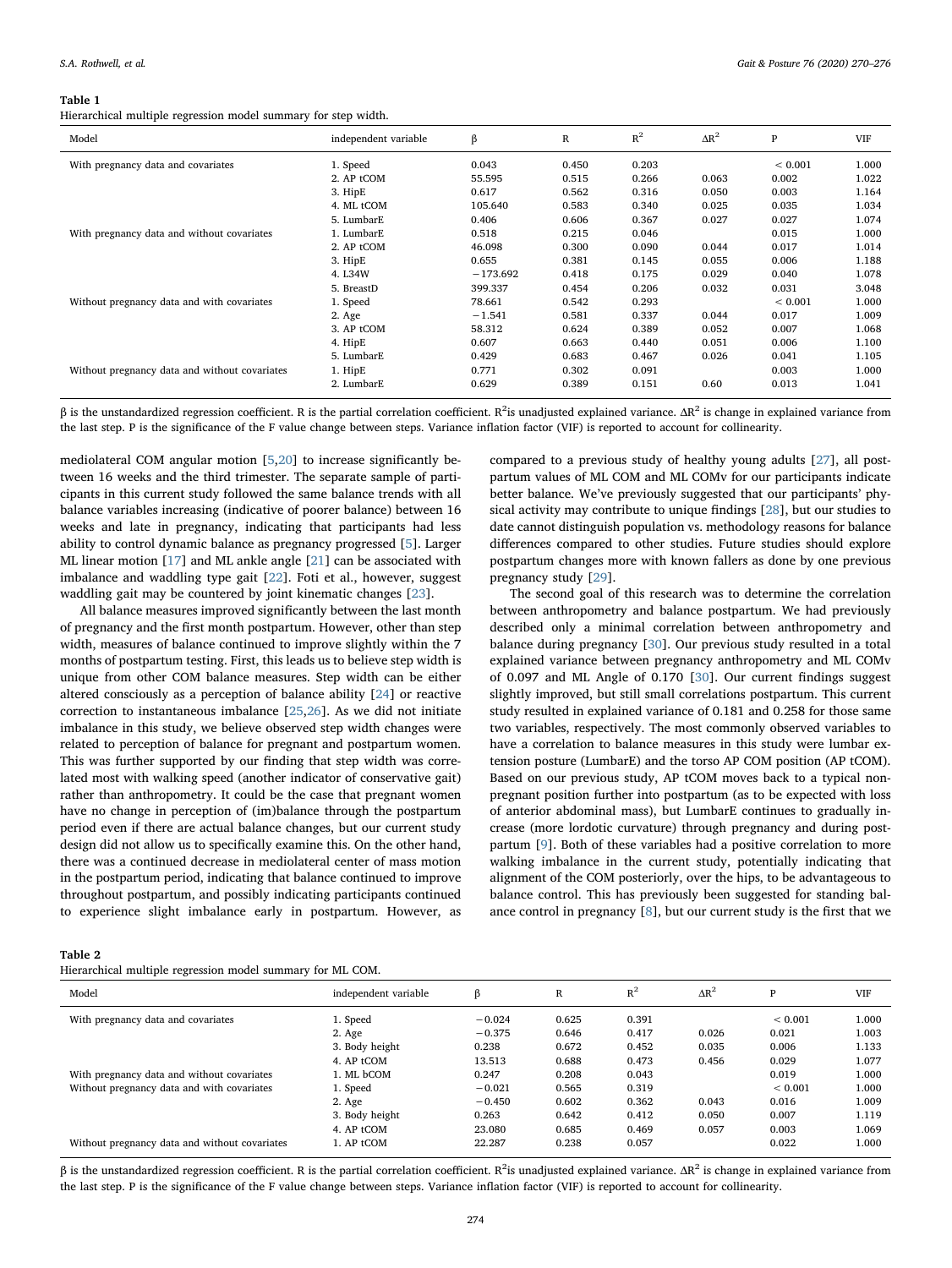**Table 1**
Hierarchical multiple regression model summary for step width.

| Model | independent variable | β | R | $R^2$ | $\Delta R^2$ | P | VIF |
|---|---|---|---|---|---|---|---|
| With pregnancy data and covariates | 1. Speed | 0.043 | 0.450 | 0.203 | | < 0.001 | 1.000 |
| | 2. AP tCOM | 55.595 | 0.515 | 0.266 | 0.063 | 0.002 | 1.022 |
| | 3. HipE | 0.617 | 0.562 | 0.316 | 0.050 | 0.003 | 1.164 |
| | 4. ML tCOM | 105.640 | 0.583 | 0.340 | 0.025 | 0.035 | 1.034 |
| | 5. LumbarE | 0.406 | 0.606 | 0.367 | 0.027 | 0.027 | 1.074 |
| With pregnancy data and without covariates | 1. LumbarE | 0.518 | 0.215 | 0.046 | | 0.015 | 1.000 |
| | 2. AP tCOM | 46.098 | 0.300 | 0.090 | 0.044 | 0.017 | 1.014 |
| | 3. HipE | 0.655 | 0.381 | 0.145 | 0.055 | 0.006 | 1.188 |
| | 4. L34W | −173.692 | 0.418 | 0.175 | 0.029 | 0.040 | 1.078 |
| | 5. BreastD | 399.337 | 0.454 | 0.206 | 0.032 | 0.031 | 3.048 |
| Without pregnancy data and with covariates | 1. Speed | 78.661 | 0.542 | 0.293 | | < 0.001 | 1.000 |
| | 2. Age | −1.541 | 0.581 | 0.337 | 0.044 | 0.017 | 1.009 |
| | 3. AP tCOM | 58.312 | 0.624 | 0.389 | 0.052 | 0.007 | 1.068 |
| | 4. HipE | 0.607 | 0.663 | 0.440 | 0.051 | 0.006 | 1.100 |
| | 5. LumbarE | 0.429 | 0.683 | 0.467 | 0.026 | 0.041 | 1.105 |
| Without pregnancy data and without covariates | 1. HipE | 0.771 | 0.302 | 0.091 | | 0.003 | 1.000 |
| | 2. LumbarE | 0.629 | 0.389 | 0.151 | 0.60 | 0.013 | 1.041 |

β is the unstandardized regression coefficient. R is the partial correlation coefficient. $R^2$ is unadjusted explained variance. $\Delta R^2$ is change in explained variance from the last step. P is the significance of the F value change between steps. Variance inflation factor (VIF) is reported to account for collinearity.

mediolateral COM angular motion [5,20] to increase significantly between 16 weeks and the third trimester. The separate sample of participants in this current study followed the same balance trends with all balance variables increasing (indicative of poorer balance) between 16 weeks and late in pregnancy, indicating that participants had less ability to control dynamic balance as pregnancy progressed [5]. Larger ML linear motion [17] and ML ankle angle [21] can be associated with imbalance and waddling type gait [22]. Foti et al., however, suggest waddling gait may be countered by joint kinematic changes [23].

All balance measures improved significantly between the last month of pregnancy and the first month postpartum. However, other than step width, measures of balance continued to improve slightly within the 7 months of postpartum testing. First, this leads us to believe step width is unique from other COM balance measures. Step width can be either altered consciously as a perception of balance ability [24] or reactive correction to instantaneous imbalance [25,26]. As we did not initiate imbalance in this study, we believe observed step width changes were related to perception of balance for pregnant and postpartum women. This was further supported by our finding that step width was correlated most with walking speed (another indicator of conservative gait) rather than anthropometry. It could be the case that pregnant women have no change in perception of (im)balance through the postpartum period even if there are actual balance changes, but our current study design did not allow us to specifically examine this. On the other hand, there was a continued decrease in mediolateral center of mass motion in the postpartum period, indicating that balance continued to improve throughout postpartum, and possibly indicating participants continued to experience slight imbalance early in postpartum. However, as compared to a previous study of healthy young adults [27], all postpartum values of ML COM and ML COMv for our participants indicate better balance. We've previously suggested that our participants' physical activity may contribute to unique findings [28], but our studies to date cannot distinguish population vs. methodology reasons for balance differences compared to other studies. Future studies should explore postpartum changes more with known fallers as done by one previous pregnancy study [29].

The second goal of this research was to determine the correlation between anthropometry and balance postpartum. We had previously described only a minimal correlation between anthropometry and balance during pregnancy [30]. Our previous study resulted in a total explained variance between pregnancy anthropometry and ML COMv of 0.097 and ML Angle of 0.170 [30]. Our current findings suggest slightly improved, but still small correlations postpartum. This current study resulted in explained variance of 0.181 and 0.258 for those same two variables, respectively. The most commonly observed variables to have a correlation to balance measures in this study were lumbar extension posture (LumbarE) and the torso AP COM position (AP tCOM). Based on our previous study, AP tCOM moves back to a typical non-pregnant position further into postpartum (as to be expected with loss of anterior abdominal mass), but LumbarE continues to gradually increase (more lordotic curvature) through pregnancy and during postpartum [9]. Both of these variables had a positive correlation to more walking imbalance in the current study, potentially indicating that alignment of the COM posteriorly, over the hips, to be advantageous to balance control. This has previously been suggested for standing balance control in pregnancy [8], but our current study is the first that we

**Table 2**
Hierarchical multiple regression model summary for ML COM.

| Model | independent variable | β | R | $R^2$ | $\Delta R^2$ | P | VIF |
|---|---|---|---|---|---|---|---|
| With pregnancy data and covariates | 1. Speed | −0.024 | 0.625 | 0.391 | | < 0.001 | 1.000 |
| | 2. Age | −0.375 | 0.646 | 0.417 | 0.026 | 0.021 | 1.003 |
| | 3. Body height | 0.238 | 0.672 | 0.452 | 0.035 | 0.006 | 1.133 |
| | 4. AP tCOM | 13.513 | 0.688 | 0.473 | 0.456 | 0.029 | 1.077 |
| With pregnancy data and without covariates | 1. ML bCOM | 0.247 | 0.208 | 0.043 | | 0.019 | 1.000 |
| Without pregnancy data and with covariates | 1. Speed | −0.021 | 0.565 | 0.319 | | < 0.001 | 1.000 |
| | 2. Age | −0.450 | 0.602 | 0.362 | 0.043 | 0.016 | 1.009 |
| | 3. Body height | 0.263 | 0.642 | 0.412 | 0.050 | 0.007 | 1.119 |
| | 4. AP tCOM | 23.080 | 0.685 | 0.469 | 0.057 | 0.003 | 1.069 |
| Without pregnancy data and without covariates | 1. AP tCOM | 22.287 | 0.238 | 0.057 | | 0.022 | 1.000 |

β is the unstandardized regression coefficient. R is the partial correlation coefficient. $R^2$ is unadjusted explained variance. $\Delta R^2$ is change in explained variance from the last step. P is the significance of the F value change between steps. Variance inflation factor (VIF) is reported to account for collinearity.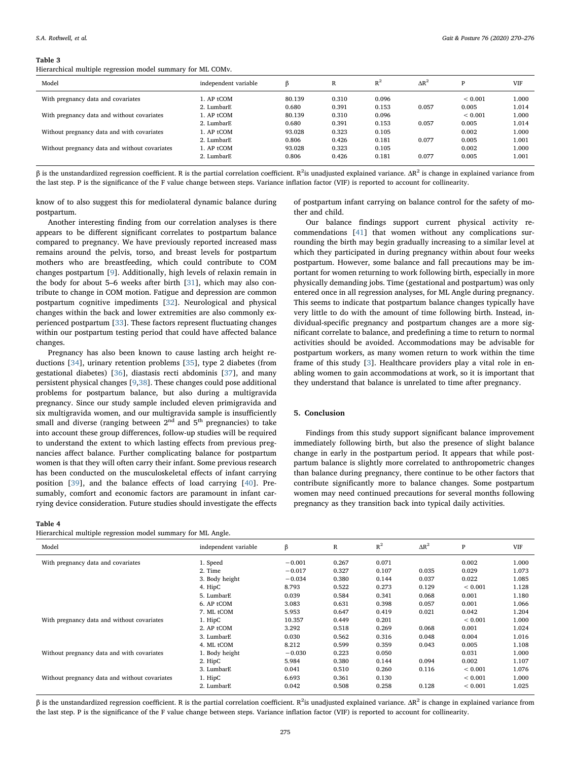**Table 3**
Hierarchical multiple regression model summary for ML COMv.

| Model | independent variable | β | R | $R^2$ | $\Delta R^2$ | P | VIF |
|---|---|---|---|---|---|---|---|
| With pregnancy data and covariates | 1. AP tCOM | 80.139 | 0.310 | 0.096 | | < 0.001 | 1.000 |
| | 2. LumbarE | 0.680 | 0.391 | 0.153 | 0.057 | 0.005 | 1.014 |
| With pregnancy data and without covariates | 1. AP tCOM | 80.139 | 0.310 | 0.096 | | < 0.001 | 1.000 |
| | 2. LumbarE | 0.680 | 0.391 | 0.153 | 0.057 | 0.005 | 1.014 |
| Without pregnancy data and with covariates | 1. AP tCOM | 93.028 | 0.323 | 0.105 | | 0.002 | 1.000 |
| | 2. LumbarE | 0.806 | 0.426 | 0.181 | 0.077 | 0.005 | 1.001 |
| Without pregnancy data and without covariates | 1. AP tCOM | 93.028 | 0.323 | 0.105 | | 0.002 | 1.000 |
| | 2. LumbarE | 0.806 | 0.426 | 0.181 | 0.077 | 0.005 | 1.001 |

β is the unstandardized regression coefficient. R is the partial correlation coefficient. $R^2$is unadjusted explained variance. $\Delta R^2$ is change in explained variance from the last step. P is the significance of the F value change between steps. Variance inflation factor (VIF) is reported to account for collinearity.

know of to also suggest this for mediolateral dynamic balance during postpartum.

Another interesting finding from our correlation analyses is there appears to be different significant correlates to postpartum balance compared to pregnancy. We have previously reported increased mass remains around the pelvis, torso, and breast levels for postpartum mothers who are breastfeeding, which could contribute to COM changes postpartum [9]. Additionally, high levels of relaxin remain in the body for about 5–6 weeks after birth [31], which may also contribute to change in COM motion. Fatigue and depression are common postpartum cognitive impediments [32]. Neurological and physical changes within the back and lower extremities are also commonly experienced postpartum [33]. These factors represent fluctuating changes within our postpartum testing period that could have affected balance changes.

Pregnancy has also been known to cause lasting arch height reductions [34], urinary retention problems [35], type 2 diabetes (from gestational diabetes) [36], diastasis recti abdominis [37], and many persistent physical changes [9,38]. These changes could pose additional problems for postpartum balance, but also during a multigravida pregnancy. Since our study sample included eleven primigravida and six multigravida women, and our multigravida sample is insufficiently small and diverse (ranging between 2nd and 5th pregnancies) to take into account these group differences, follow-up studies will be required to understand the extent to which lasting effects from previous pregnancies affect balance. Further complicating balance for postpartum women is that they will often carry their infant. Some previous research has been conducted on the musculoskeletal effects of infant carrying position [39], and the balance effects of load carrying [40]. Presumably, comfort and economic factors are paramount in infant carrying device consideration. Future studies should investigate the effects of postpartum infant carrying on balance control for the safety of mother and child.

Our balance findings support current physical activity recommendations [41] that women without any complications surrounding the birth may begin gradually increasing to a similar level at which they participated in during pregnancy within about four weeks postpartum. However, some balance and fall precautions may be important for women returning to work following birth, especially in more physically demanding jobs. Time (gestational and postpartum) was only entered once in all regression analyses, for ML Angle during pregnancy. This seems to indicate that postpartum balance changes typically have very little to do with the amount of time following birth. Instead, individual-specific pregnancy and postpartum changes are a more significant correlate to balance, and predefining a time to return to normal activities should be avoided. Accommodations may be advisable for postpartum workers, as many women return to work within the time frame of this study [3]. Healthcare providers play a vital role in enabling women to gain accommodations at work, so it is important that they understand that balance is unrelated to time after pregnancy.

## 5. Conclusion

Findings from this study support significant balance improvement immediately following birth, but also the presence of slight balance change in early in the postpartum period. It appears that while postpartum balance is slightly more correlated to anthropometric changes than balance during pregnancy, there continue to be other factors that contribute significantly more to balance changes. Some postpartum women may need continued precautions for several months following pregnancy as they transition back into typical daily activities.

**Table 4**
Hierarchical multiple regression model summary for ML Angle.

| Model | independent variable | β | R | $R^2$ | $\Delta R^2$ | P | VIF |
|---|---|---|---|---|---|---|---|
| With pregnancy data and covariates | 1. Speed | −0.001 | 0.267 | 0.071 | | 0.002 | 1.000 |
| | 2. Time | −0.017 | 0.327 | 0.107 | 0.035 | 0.029 | 1.073 |
| | 3. Body height | −0.034 | 0.380 | 0.144 | 0.037 | 0.022 | 1.085 |
| | 4. HipC | 8.793 | 0.522 | 0.273 | 0.129 | < 0.001 | 1.128 |
| | 5. LumbarE | 0.039 | 0.584 | 0.341 | 0.068 | 0.001 | 1.180 |
| | 6. AP tCOM | 3.083 | 0.631 | 0.398 | 0.057 | 0.001 | 1.066 |
| | 7. ML tCOM | 5.953 | 0.647 | 0.419 | 0.021 | 0.042 | 1.204 |
| With pregnancy data and without covariates | 1. HipC | 10.357 | 0.449 | 0.201 | | < 0.001 | 1.000 |
| | 2. AP tCOM | 3.292 | 0.518 | 0.269 | 0.068 | 0.001 | 1.024 |
| | 3. LumbarE | 0.030 | 0.562 | 0.316 | 0.048 | 0.004 | 1.016 |
| | 4. ML tCOM | 8.212 | 0.599 | 0.359 | 0.043 | 0.005 | 1.108 |
| Without pregnancy data and with covariates | 1. Body height | −0.030 | 0.223 | 0.050 | | 0.031 | 1.000 |
| | 2. HipC | 5.984 | 0.380 | 0.144 | 0.094 | 0.002 | 1.107 |
| | 3. LumbarE | 0.041 | 0.510 | 0.260 | 0.116 | < 0.001 | 1.076 |
| Without pregnancy data and without covariates | 1. HipC | 6.693 | 0.361 | 0.130 | | < 0.001 | 1.000 |
| | 2. LumbarE | 0.042 | 0.508 | 0.258 | 0.128 | < 0.001 | 1.025 |

β is the unstandardized regression coefficient. R is the partial correlation coefficient. $R^2$is unadjusted explained variance. $\Delta R^2$ is change in explained variance from the last step. P is the significance of the F value change between steps. Variance inflation factor (VIF) is reported to account for collinearity.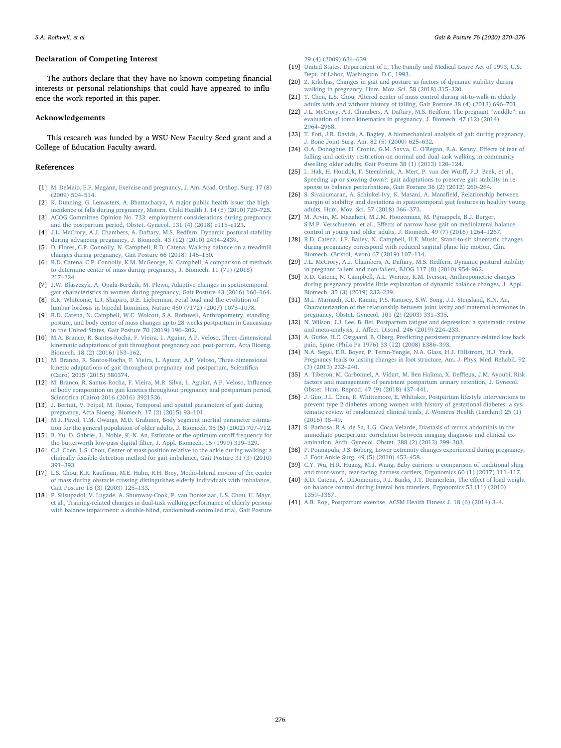## Declaration of Competing Interest

The authors declare that they have no known competing financial interests or personal relationships that could have appeared to influence the work reported in this paper.

## Acknowledgements

This research was funded by a WSU New Faculty Seed grant and a College of Education Faculty award.

## References

[1] M. DeMaio, E.F. Magann, Exercise and pregnancy, J. Am. Acad. Orthop. Surg. 17 (8) (2009) 504–514.

[2] K. Dunning, G. Lemasters, A. Bhattacharya, A major public health issue: the high incidence of falls during pregnancy, Matern. Child Health J. 14 (5) (2010) 720–725.

[3] ACOG Committee Opinion No. 733: employment considerations during pregnancy and the postpartum period, Obstet. Gynecol. 131 (4) (2018) e115–e123.

[4] J.L. McCrory, A.J. Chambers, A. Daftary, M.S. Redfern, Dynamic postural stability during advancing pregnancy, J. Biomech. 43 (12) (2010) 2434–2439.

[5] D. Flores, C.P. Connolly, N. Campbell, R.D. Catena, Walking balance on a treadmill changes during pregnancy, Gait Posture 66 (2018) 146–150.

[6] R.D. Catena, C.P. Connolly, K.M. McGeorge, N. Campbell, A comparison of methods to determine center of mass during pregnancy, J. Biomech. 11 (71) (2018) 217–224.

[7] J.W. Blaszczyk, A. Opala-Berdzik, M. Plewa, Adaptive changes in spatiotemporal gait characteristics in women during pregnancy, Gait Posture 43 (2016) 160–164.

[8] K.K. Whitcome, L.J. Shapiro, D.E. Lieberman, Fetal load and the evolution of lumbar lordosis in bipedal hominins, Nature 450 (7172) (2007) 1075–1078.

[9] R.D. Catena, N. Campbell, W.C. Wolcott, S.A. Rothwell, Anthropometry, standing posture, and body center of mass changes up to 28 weeks postpartum in Caucasians in the United States, Gait Posture 70 (2019) 196–202.

[10] M.A. Branco, R. Santos-Rocha, F. Vieira, L. Aguiar, A.P. Veloso, Three-dimensional kinematic adaptations of gait throughout pregnancy and post-partum, Acta Bioeng. Biomech. 18 (2) (2016) 153–162.

[11] M. Branco, R. Santos-Rocha, F. Vieira, L. Aguiar, A.P. Veloso, Three-dimensional kinetic adaptations of gait throughout pregnancy and postpartum, Scientifica (Cairo) 2015 (2015) 580374.

[12] M. Branco, R. Santos-Rocha, F. Vieira, M.R. Silva, L. Aguiar, A.P. Veloso, Influence of body composition on gait kinetics throughout pregnancy and postpartum period, Scientifica (Cairo) 2016 (2016) 3921536.

[13] J. Bertuit, V. Feipel, M. Rooze, Temporal and spatial parameters of gait during pregnancy, Acta Bioeng. Biomech. 17 (2) (2015) 93–101.

[14] M.J. Pavol, T.M. Owings, M.D. Grabiner, Body segment inertial parameter estimation for the general population of older adults, J. Biomech. 35 (5) (2002) 707–712.

[15] B. Yu, D. Gabriel, L. Noble, K.-N. An, Estimate of the optimum cutoff frequency for the butterworth low-pass digital filter, J. Appl. Biomech. 15 (1999) 319–329.

[16] C.J. Chen, L.S. Chou, Center of mass position relative to the ankle during walking: a clinically feasible detection method for gait imbalance, Gait Posture 31 (3) (2010) 391–393.

[17] L.S. Chou, K.R. Kaufman, M.E. Hahn, R.H. Brey, Medio-lateral motion of the center of mass during obstacle crossing distinguishes elderly individuals with imbalance, Gait Posture 18 (3) (2003) 125–133.

[18] P. Silsupadol, V. Lugade, A. Shumway-Cook, P. van Donkelaar, L.S. Chou, U. Mayr, et al., Training-related changes in dual-task walking performance of elderly persons with balance impairment: a double-blind, randomized controlled trial, Gait Posture 29 (4) (2009) 634–639.

[19] United States. Department of L, The Family and Medical Leave Act of 1993, U.S. Dept. of Labor, Washington, D.C, 1993.

[20] Z. Krkeljas, Changes in gait and posture as factors of dynamic stability during walking in pregnancy, Hum. Mov. Sci. 58 (2018) 315–320.

[21] T. Chen, L.S. Chou, Altered center of mass control during sit-to-walk in elderly adults with and without history of falling, Gait Posture 38 (4) (2013) 696–701.

[22] J.L. McCrory, A.J. Chambers, A. Daftary, M.S. Redfern, The pregnant "waddle": an evaluation of torso kinematics in pregnancy, J. Biomech. 47 (12) (2014) 2964–2968.

[23] T. Foti, J.R. Davids, A. Bagley, A biomechanical analysis of gait during pregnancy, J. Bone Joint Surg. Am. 82 (5) (2000) 625–632.

[24] O.A. Donoghue, H. Cronin, G.M. Savva, C. O'Regan, R.A. Kenny, Effects of fear of falling and activity restriction on normal and dual task walking in community dwelling older adults, Gait Posture 38 (1) (2013) 120–124.

[25] L. Hak, H. Houdijk, F. Steenbrink, A. Mert, P. van der Wurff, P.J. Beek, et al., Speeding up or slowing down?: gait adaptations to preserve gait stability in response to balance perturbations, Gait Posture 36 (2) (2012) 260–264.

[26] S. Sivakumaran, A. Schinkel-Ivy, K. Masani, A. Mansfield, Relationship between margin of stability and deviations in spatiotemporal gait features in healthy young adults, Hum. Mov. Sci. 57 (2018) 366–373.

[27] M. Arvin, M. Mazaheri, M.J.M. Hoozemans, M. Pijnappels, B.J. Burger, S.M.P. Verschueren, et al., Effects of narrow base gait on mediolateral balance control in young and older adults, J. Biomech. 49 (7) (2016) 1264–1267.

[28] R.D. Catena, J.P. Bailey, N. Campbell, H.E. Music, Stand-to-sit kinematic changes during pregnancy correspond with reduced sagittal plane hip motion, Clin. Biomech. (Bristol, Avon) 67 (2019) 107–114.

[29] J.L. McCrory, A.J. Chambers, A. Daftary, M.S. Redfern, Dynamic postural stability in pregnant fallers and non-fallers, BJOG 117 (8) (2010) 954–962.

[30] R.D. Catena, N. Campbell, A.L. Werner, K.M. Iverson, Anthropometric changes during pregnancy provide little explanation of dynamic balance changes, J. Appl. Biomech. 35 (3) (2019) 232–239.

[31] M.L. Marnach, K.D. Ramin, P.S. Ramsey, S.W. Song, J.J. Stensland, K.N. An, Characterization of the relationship between joint laxity and maternal hormones in pregnancy, Obstet. Gynecol. 101 (2) (2003) 331–335.

[32] N. Wilson, J.J. Lee, B. Bei, Postpartum fatigue and depression: a systematic review and meta-analysis, J. Affect. Disord. 246 (2019) 224–233.

[33] A. Gutke, H.C. Ostgaard, B. Oberg, Predicting persistent pregnancy-related low back pain, Spine (Phila Pa 1976) 33 (12) (2008) E386–393.

[34] N.A. Segal, E.R. Boyer, P. Teran-Yengle, N.A. Glass, H.J. Hillstrom, H.J. Yack, Pregnancy leads to lasting changes in foot structure, Am. J. Phys. Med. Rehabil. 92 (3) (2013) 232–240.

[35] A. Tiberon, M. Carbonnel, A. Vidart, M. Ben Halima, X. Deffieux, J.M. Ayoubi, Risk factors and management of persistent postpartum urinary retention, J. Gynecol. Obstet. Hum. Reprod. 47 (9) (2018) 437–441.

[36] J. Guo, J.L. Chen, R. Whittemore, E. Whitaker, Postpartum lifestyle interventions to prevent type 2 diabetes among women with history of gestational diabetes: a systematic review of randomized clinical trials, J. Womens Health (Larchmt) 25 (1) (2016) 38–49.

[37] S. Barbosa, R.A. de Sa, L.G. Coca Velarde, Diastasis of rectus abdominis in the immediate puerperium: correlation between imaging diagnosis and clinical examination, Arch. Gynecol. Obstet. 288 (2) (2013) 299–303.

[38] P. Ponnapula, J.S. Boberg, Lower extremity changes experienced during pregnancy, J. Foot Ankle Surg. 49 (5) (2010) 452–458.

[39] C.Y. Wu, H.R. Huang, M.J. Wang, Baby carriers: a comparison of traditional sling and front-worn, rear-facing harness carriers, Ergonomics 60 (1) (2017) 111–117.

[40] R.D. Catena, A. DiDomenico, J.J. Banks, J.T. Dennerlein, The effect of load weight on balance control during lateral box transfers, Ergonomics 53 (11) (2010) 1359–1367.

[41] A.B. Roy, Postpartum exercise, ACSM Health Fitness J. 18 (6) (2014) 3–4.